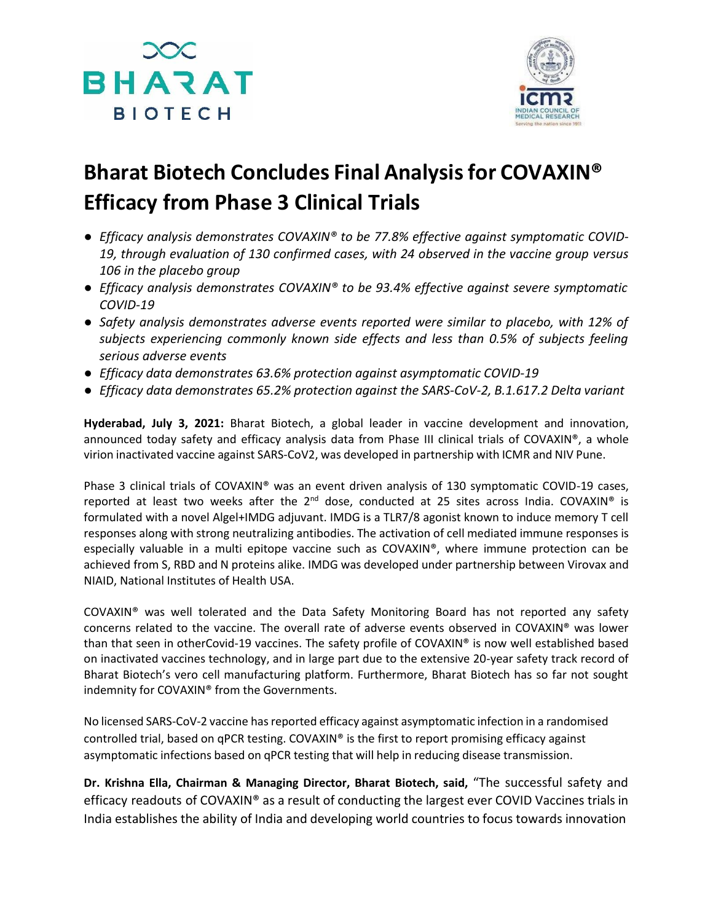# Bharat Biotech Concludes Final Analysis for COVAXIN® Efficacy from Phase 3 Clinical Trials

- *Efficacy analysis demonstrates COVAXIN® to be 77.8% effective against symptomatic COVID-19, through evaluation of 130 confirmed cases, with 24 observed in the vaccine group versus 106 in the placebo group*
- *Efficacy analysis demonstrates COVAXIN® to be 93.4% effective against severe symptomatic COVID-19*
- *Safety analysis demonstrates adverse events reported were similar to placebo, with 12% of subjects experiencing commonly known side effects and less than 0.5% of subjects feeling serious adverse events*
- *Efficacy data demonstrates 63.6% protection against asymptomatic COVID-19*
- *Efficacy data demonstrates 65.2% protection against the SARS-CoV-2, B.1.617.2 Delta variant*

**Hyderabad, July 3, 2021:** Bharat Biotech, a global leader in vaccine development and innovation, announced today safety and efficacy analysis data from Phase III clinical trials of COVAXIN®, a whole virion inactivated vaccine against SARS-CoV2, was developed in partnership with ICMR and NIV Pune.

Phase 3 clinical trials of COVAXIN® was an event driven analysis of 130 symptomatic COVID-19 cases, reported at least two weeks after the 2nd dose, conducted at 25 sites across India. COVAXIN® is formulated with a novel Algel+IMDG adjuvant. IMDG is a TLR7/8 agonist known to induce memory T cell responses along with strong neutralizing antibodies. The activation of cell mediated immune responses is especially valuable in a multi epitope vaccine such as COVAXIN®, where immune protection can be achieved from S, RBD and N proteins alike. IMDG was developed under partnership between Virovax and NIAID, National Institutes of Health USA.

COVAXIN® was well tolerated and the Data Safety Monitoring Board has not reported any safety concerns related to the vaccine. The overall rate of adverse events observed in COVAXIN® was lower than that seen in otherCovid-19 vaccines. The safety profile of COVAXIN® is now well established based on inactivated vaccines technology, and in large part due to the extensive 20-year safety track record of Bharat Biotech's vero cell manufacturing platform. Furthermore, Bharat Biotech has so far not sought indemnity for COVAXIN® from the Governments.

No licensed SARS-CoV-2 vaccine has reported efficacy against asymptomatic infection in a randomised controlled trial, based on qPCR testing. COVAXIN® is the first to report promising efficacy against asymptomatic infections based on qPCR testing that will help in reducing disease transmission.

**Dr. Krishna Ella, Chairman & Managing Director, Bharat Biotech, said,** "The successful safety and efficacy readouts of COVAXIN® as a result of conducting the largest ever COVID Vaccines trials in India establishes the ability of India and developing world countries to focus towards innovation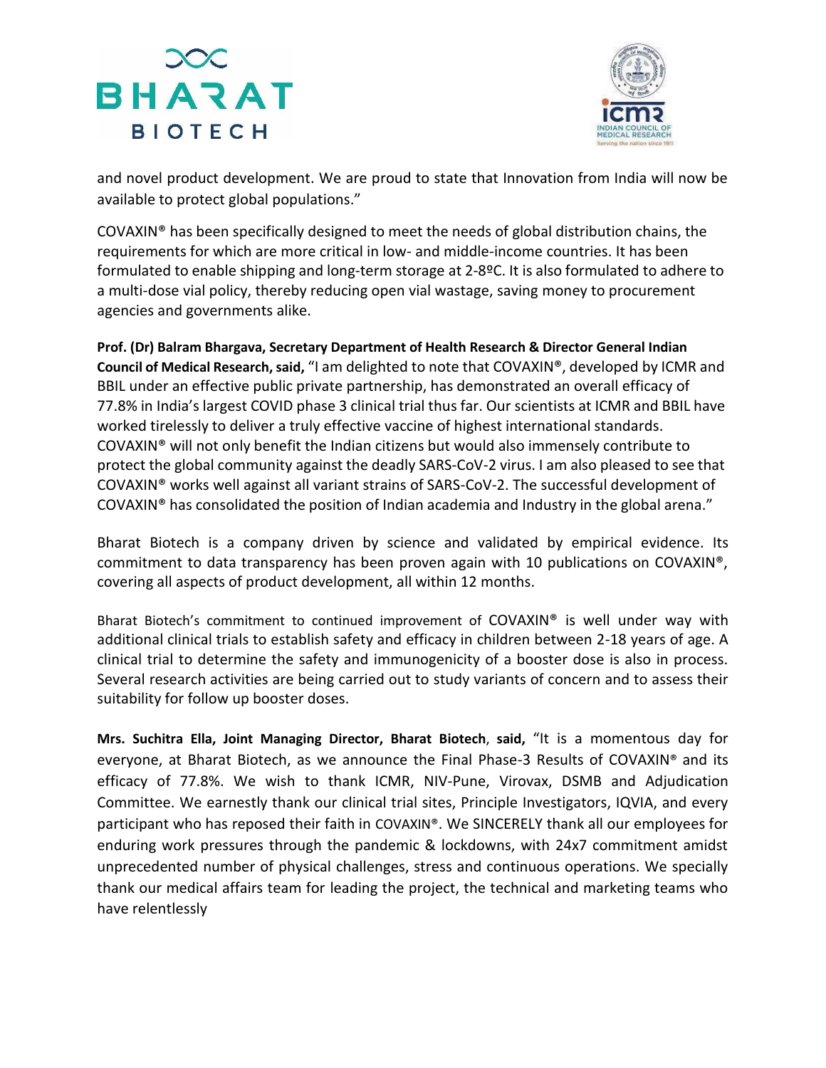and novel product development. We are proud to state that Innovation from India will now be available to protect global populations."

COVAXIN® has been specifically designed to meet the needs of global distribution chains, the requirements for which are more critical in low- and middle-income countries. It has been formulated to enable shipping and long-term storage at 2-8ºC. It is also formulated to adhere to a multi-dose vial policy, thereby reducing open vial wastage, saving money to procurement agencies and governments alike.

**Prof. (Dr) Balram Bhargava, Secretary Department of Health Research & Director General Indian Council of Medical Research, said,** "I am delighted to note that COVAXIN®, developed by ICMR and BBIL under an effective public private partnership, has demonstrated an overall efficacy of 77.8% in India's largest COVID phase 3 clinical trial thus far. Our scientists at ICMR and BBIL have worked tirelessly to deliver a truly effective vaccine of highest international standards. COVAXIN® will not only benefit the Indian citizens but would also immensely contribute to protect the global community against the deadly SARS-CoV-2 virus. I am also pleased to see that COVAXIN® works well against all variant strains of SARS-CoV-2. The successful development of COVAXIN® has consolidated the position of Indian academia and Industry in the global arena."

Bharat Biotech is a company driven by science and validated by empirical evidence. Its commitment to data transparency has been proven again with 10 publications on COVAXIN®, covering all aspects of product development, all within 12 months.

Bharat Biotech's commitment to continued improvement of COVAXIN® is well under way with additional clinical trials to establish safety and efficacy in children between 2-18 years of age. A clinical trial to determine the safety and immunogenicity of a booster dose is also in process. Several research activities are being carried out to study variants of concern and to assess their suitability for follow up booster doses.

**Mrs. Suchitra Ella, Joint Managing Director, Bharat Biotech, said,** "It is a momentous day for everyone, at Bharat Biotech, as we announce the Final Phase-3 Results of COVAXIN® and its efficacy of 77.8%. We wish to thank ICMR, NIV-Pune, Virovax, DSMB and Adjudication Committee. We earnestly thank our clinical trial sites, Principle Investigators, IQVIA, and every participant who has reposed their faith in COVAXIN®. We SINCERELY thank all our employees for enduring work pressures through the pandemic & lockdowns, with 24x7 commitment amidst unprecedented number of physical challenges, stress and continuous operations. We specially thank our medical affairs team for leading the project, the technical and marketing teams who have relentlessly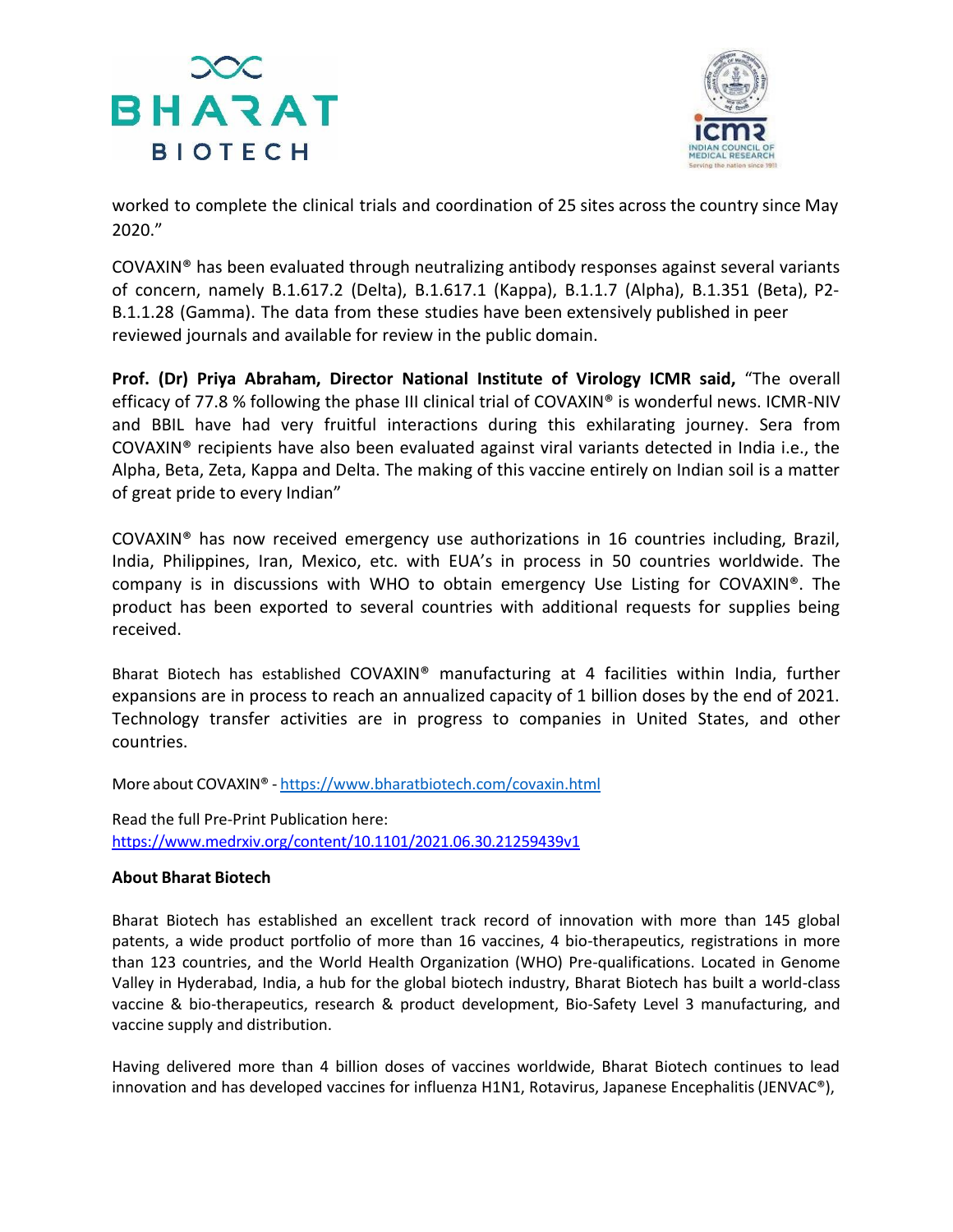worked to complete the clinical trials and coordination of 25 sites across the country since May 2020."

COVAXIN® has been evaluated through neutralizing antibody responses against several variants of concern, namely B.1.617.2 (Delta), B.1.617.1 (Kappa), B.1.1.7 (Alpha), B.1.351 (Beta), P2-B.1.1.28 (Gamma). The data from these studies have been extensively published in peer reviewed journals and available for review in the public domain.

**Prof. (Dr) Priya Abraham, Director National Institute of Virology ICMR said,** "The overall efficacy of 77.8 % following the phase III clinical trial of COVAXIN® is wonderful news. ICMR-NIV and BBIL have had very fruitful interactions during this exhilarating journey. Sera from COVAXIN® recipients have also been evaluated against viral variants detected in India i.e., the Alpha, Beta, Zeta, Kappa and Delta. The making of this vaccine entirely on Indian soil is a matter of great pride to every Indian"

COVAXIN® has now received emergency use authorizations in 16 countries including, Brazil, India, Philippines, Iran, Mexico, etc. with EUA's in process in 50 countries worldwide. The company is in discussions with WHO to obtain emergency Use Listing for COVAXIN®. The product has been exported to several countries with additional requests for supplies being received.

Bharat Biotech has established COVAXIN® manufacturing at 4 facilities within India, further expansions are in process to reach an annualized capacity of 1 billion doses by the end of 2021. Technology transfer activities are in progress to companies in United States, and other countries.

More about COVAXIN® - https://www.bharatbiotech.com/covaxin.html

Read the full Pre-Print Publication here:
https://www.medrxiv.org/content/10.1101/2021.06.30.21259439v1

**About Bharat Biotech**

Bharat Biotech has established an excellent track record of innovation with more than 145 global patents, a wide product portfolio of more than 16 vaccines, 4 bio-therapeutics, registrations in more than 123 countries, and the World Health Organization (WHO) Pre-qualifications. Located in Genome Valley in Hyderabad, India, a hub for the global biotech industry, Bharat Biotech has built a world-class vaccine & bio-therapeutics, research & product development, Bio-Safety Level 3 manufacturing, and vaccine supply and distribution.

Having delivered more than 4 billion doses of vaccines worldwide, Bharat Biotech continues to lead innovation and has developed vaccines for influenza H1N1, Rotavirus, Japanese Encephalitis (JENVAC®),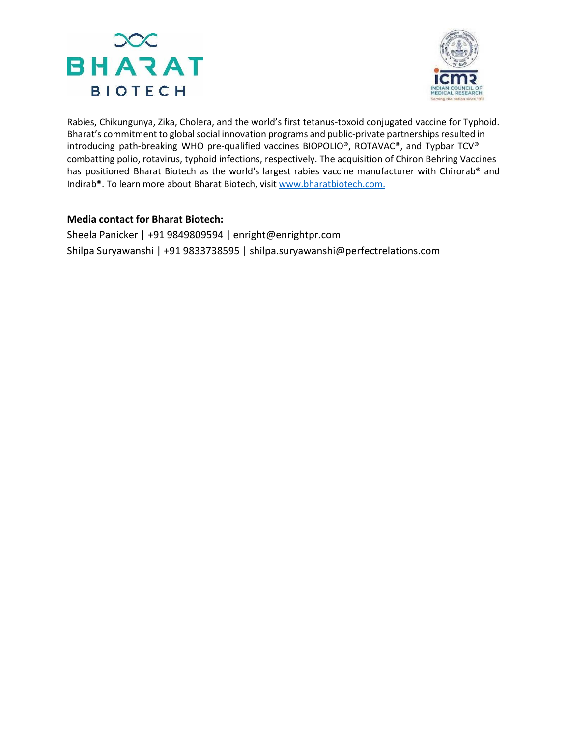Rabies, Chikungunya, Zika, Cholera, and the world's first tetanus-toxoid conjugated vaccine for Typhoid. Bharat's commitment to global social innovation programs and public-private partnerships resulted in introducing path-breaking WHO pre-qualified vaccines BIOPOLIO®, ROTAVAC®, and Typbar TCV® combatting polio, rotavirus, typhoid infections, respectively. The acquisition of Chiron Behring Vaccines has positioned Bharat Biotech as the world's largest rabies vaccine manufacturer with Chirorab® and Indirab®. To learn more about Bharat Biotech, visit [www.bharatbiotech.com.](www.bharatbiotech.com)

**Media contact for Bharat Biotech:**

Sheela Panicker | +91 9849809594 | enright@enrightpr.com
Shilpa Suryawanshi | +91 9833738595 | shilpa.suryawanshi@perfectrelations.com